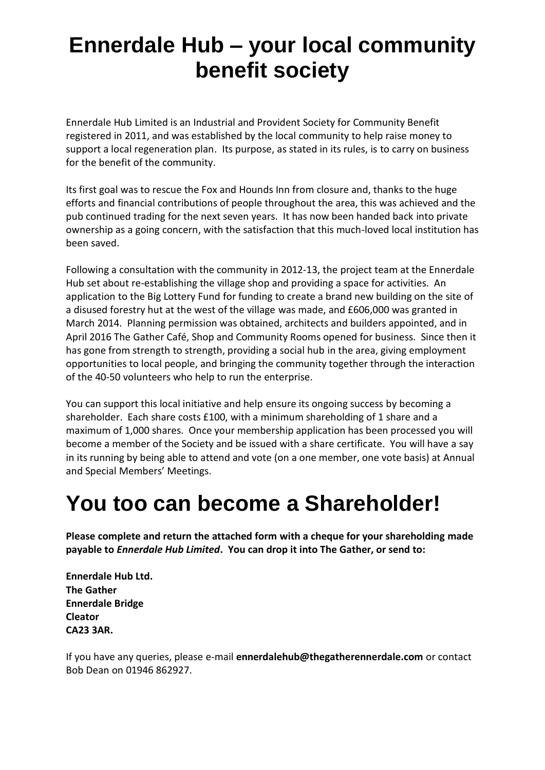# Ennerdale Hub – your local community benefit society

Ennerdale Hub Limited is an Industrial and Provident Society for Community Benefit registered in 2011, and was established by the local community to help raise money to support a local regeneration plan. Its purpose, as stated in its rules, is to carry on business for the benefit of the community.

Its first goal was to rescue the Fox and Hounds Inn from closure and, thanks to the huge efforts and financial contributions of people throughout the area, this was achieved and the pub continued trading for the next seven years. It has now been handed back into private ownership as a going concern, with the satisfaction that this much-loved local institution has been saved.

Following a consultation with the community in 2012-13, the project team at the Ennerdale Hub set about re-establishing the village shop and providing a space for activities. An application to the Big Lottery Fund for funding to create a brand new building on the site of a disused forestry hut at the west of the village was made, and £606,000 was granted in March 2014. Planning permission was obtained, architects and builders appointed, and in April 2016 The Gather Café, Shop and Community Rooms opened for business. Since then it has gone from strength to strength, providing a social hub in the area, giving employment opportunities to local people, and bringing the community together through the interaction of the 40-50 volunteers who help to run the enterprise.

You can support this local initiative and help ensure its ongoing success by becoming a shareholder. Each share costs £100, with a minimum shareholding of 1 share and a maximum of 1,000 shares. Once your membership application has been processed you will become a member of the Society and be issued with a share certificate. You will have a say in its running by being able to attend and vote (on a one member, one vote basis) at Annual and Special Members' Meetings.

# You too can become a Shareholder!

**Please complete and return the attached form with a cheque for your shareholding made payable to *Ennerdale Hub Limited*. You can drop it into The Gather, or send to:**

**Ennerdale Hub Ltd.**
**The Gather**
**Ennerdale Bridge**
**Cleator**
**CA23 3AR.**

If you have any queries, please e-mail **ennerdalehub@thegatherennerdale.com** or contact Bob Dean on 01946 862927.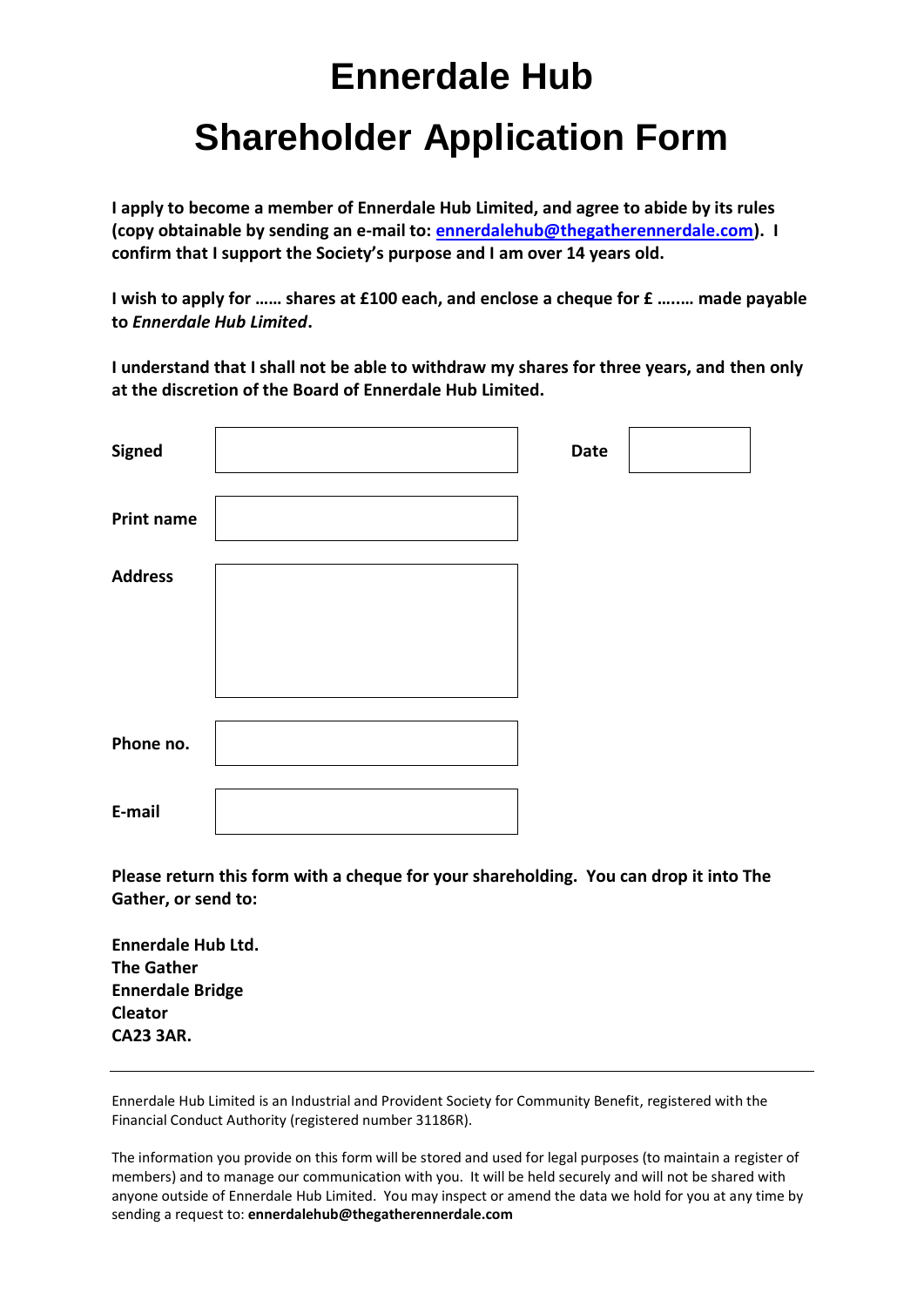# Ennerdale Hub

# Shareholder Application Form

**I apply to become a member of Ennerdale Hub Limited, and agree to abide by its rules (copy obtainable by sending an e-mail to: ennerdalehub@thegatherennerdale.com). I confirm that I support the Society's purpose and I am over 14 years old.**

**I wish to apply for …… shares at £100 each, and enclose a cheque for £ …..… made payable to *Ennerdale Hub Limited*.**

**I understand that I shall not be able to withdraw my shares for three years, and then only at the discretion of the Board of Ennerdale Hub Limited.**

| | | | |
|---|---|---|---|
| **Signed** | | **Date** | |
| **Print name** | | | |
| **Address** | | | |
| **Phone no.** | | | |
| **E-mail** | | | |

**Please return this form with a cheque for your shareholding. You can drop it into The Gather, or send to:**

**Ennerdale Hub Ltd.**
**The Gather**
**Ennerdale Bridge**
**Cleator**
**CA23 3AR.**

---

Ennerdale Hub Limited is an Industrial and Provident Society for Community Benefit, registered with the Financial Conduct Authority (registered number 31186R).

The information you provide on this form will be stored and used for legal purposes (to maintain a register of members) and to manage our communication with you. It will be held securely and will not be shared with anyone outside of Ennerdale Hub Limited. You may inspect or amend the data we hold for you at any time by sending a request to: **ennerdalehub@thegatherennerdale.com**